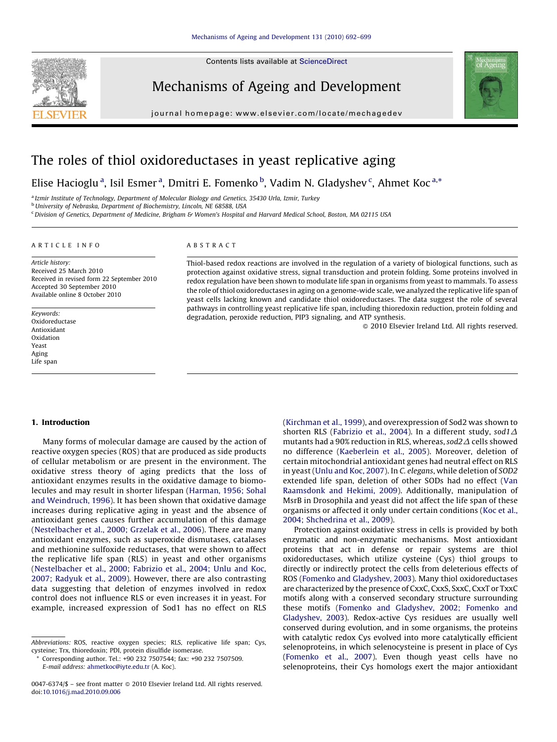# The roles of thiol oxidoreductases in yeast replicative aging

Elise Hacioglu [a], Isil Esmer [a], Dmitri E. Fomenko [b], Vadim N. Gladyshev [c], Ahmet Koc [a,*]

[a] Izmir Institute of Technology, Department of Molecular Biology and Genetics, 35430 Urla, Izmir, Turkey
[b] University of Nebraska, Department of Biochemistry, Lincoln, NE 68588, USA
[c] Division of Genetics, Department of Medicine, Brigham & Women's Hospital and Harvard Medical School, Boston, MA 02115 USA

## ARTICLE INFO

*Article history:*
Received 25 March 2010
Received in revised form 22 September 2010
Accepted 30 September 2010
Available online 8 October 2010

*Keywords:*
Oxidoreductase
Antioxidant
Oxidation
Yeast
Aging
Life span

## ABSTRACT

Thiol-based redox reactions are involved in the regulation of a variety of biological functions, such as protection against oxidative stress, signal transduction and protein folding. Some proteins involved in redox regulation have been shown to modulate life span in organisms from yeast to mammals. To assess the role of thiol oxidoreductases in aging on a genome-wide scale, we analyzed the replicative life span of yeast cells lacking known and candidate thiol oxidoreductases. The data suggest the role of several pathways in controlling yeast replicative life span, including thioredoxin reduction, protein folding and degradation, peroxide reduction, PIP3 signaling, and ATP synthesis.

© 2010 Elsevier Ireland Ltd. All rights reserved.

## 1. Introduction

Many forms of molecular damage are caused by the action of reactive oxygen species (ROS) that are produced as side products of cellular metabolism or are present in the environment. The oxidative stress theory of aging predicts that the loss of antioxidant enzymes results in the oxidative damage to biomolecules and may result in shorter lifespan (Harman, 1956; Sohal and Weindruch, 1996). It has been shown that oxidative damage increases during replicative aging in yeast and the absence of antioxidant genes causes further accumulation of this damage (Nestelbacher et al., 2000; Grzelak et al., 2006). There are many antioxidant enzymes, such as superoxide dismutases, catalases and methionine sulfoxide reductases, that were shown to affect the replicative life span (RLS) in yeast and other organisms (Nestelbacher et al., 2000; Fabrizio et al., 2004; Unlu and Koc, 2007; Radyuk et al., 2009). However, there are also contrasting data suggesting that deletion of enzymes involved in redox control does not influence RLS or even increases it in yeast. For example, increased expression of Sod1 has no effect on RLS (Kirchman et al., 1999), and overexpression of Sod2 was shown to shorten RLS (Fabrizio et al., 2004). In a different study, *sod1Δ* mutants had a 90% reduction in RLS, whereas, *sod2Δ* cells showed no difference (Kaeberlein et al., 2005). Moreover, deletion of certain mitochondrial antioxidant genes had neutral effect on RLS in yeast (Unlu and Koc, 2007). In *C. elegans*, while deletion of *SOD2* extended life span, deletion of other SODs had no effect (Van Raamsdonk and Hekimi, 2009). Additionally, manipulation of MsrB in Drosophila and yeast did not affect the life span of these organisms or affected it only under certain conditions (Koc et al., 2004; Shchedrina et al., 2009).

Protection against oxidative stress in cells is provided by both enzymatic and non-enzymatic mechanisms. Most antioxidant proteins that act in defense or repair systems are thiol oxidoreductases, which utilize cysteine (Cys) thiol groups to directly or indirectly protect the cells from deleterious effects of ROS (Fomenko and Gladyshev, 2003). Many thiol oxidoreductases are characterized by the presence of CxxC, CxxS, SxxC, CxxT or TxxC motifs along with a conserved secondary structure surrounding these motifs (Fomenko and Gladyshev, 2002; Fomenko and Gladyshev, 2003). Redox-active Cys residues are usually well conserved during evolution, and in some organisms, the proteins with catalytic redox Cys evolved into more catalytically efficient selenoproteins, in which selenocysteine is present in place of Cys (Fomenko et al., 2007). Even though yeast cells have no selenoproteins, their Cys homologs exert the major antioxidant

*Abbreviations:* ROS, reactive oxygen species; RLS, replicative life span; Cys, cysteine; Trx, thioredoxin; PDI, protein disulfide isomerase.

\* Corresponding author. Tel.: +90 232 7507544; fax: +90 232 7507509.
*E-mail address:* ahmetkoc@iyte.edu.tr (A. Koc).

0047-6374/$ – see front matter © 2010 Elsevier Ireland Ltd. All rights reserved.
doi:10.1016/j.mad.2010.09.006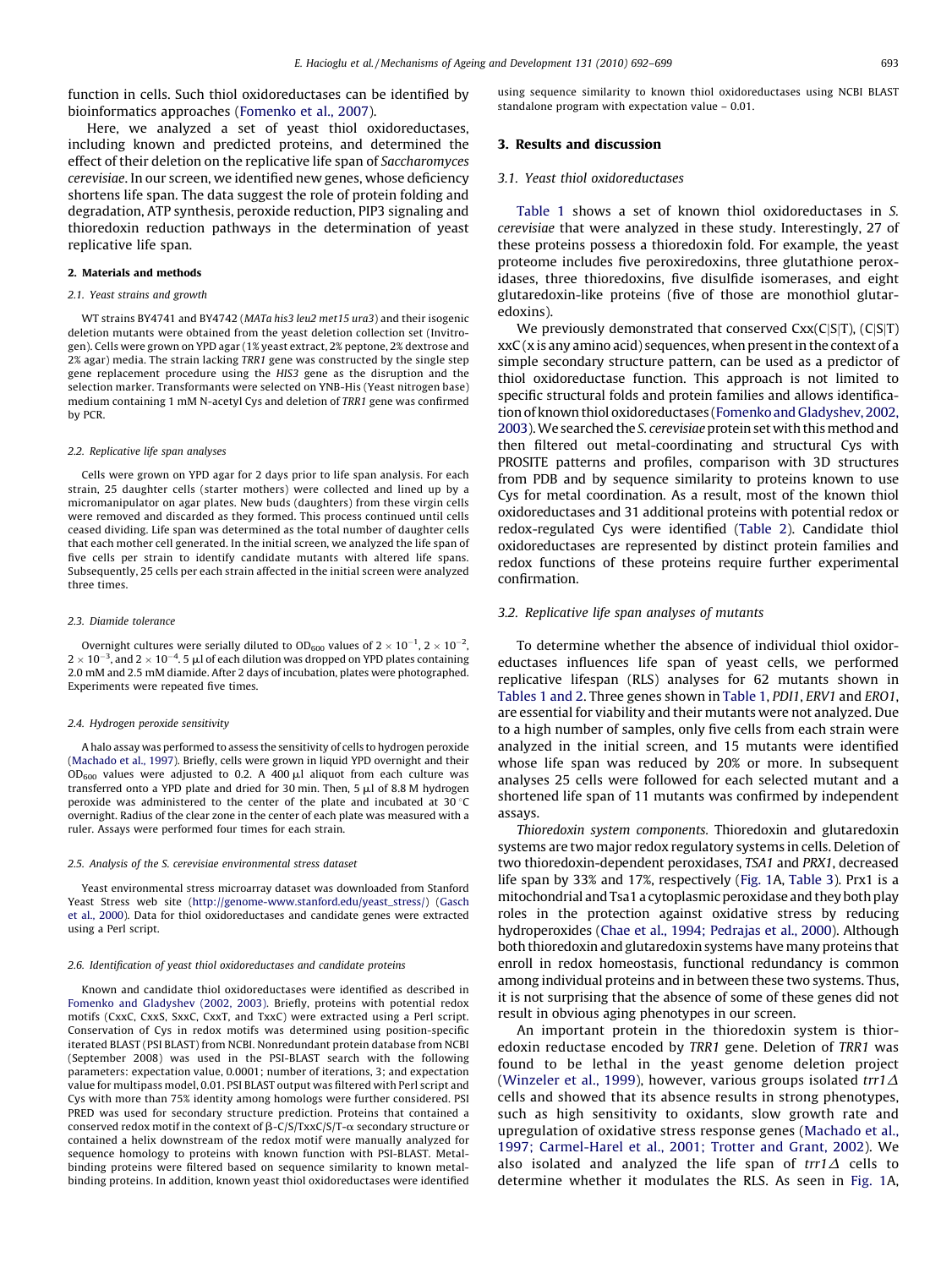function in cells. Such thiol oxidoreductases can be identified by bioinformatics approaches (Fomenko et al., 2007).

Here, we analyzed a set of yeast thiol oxidoreductases, including known and predicted proteins, and determined the effect of their deletion on the replicative life span of *Saccharomyces cerevisiae*. In our screen, we identified new genes, whose deficiency shortens life span. The data suggest the role of protein folding and degradation, ATP synthesis, peroxide reduction, PIP3 signaling and thioredoxin reduction pathways in the determination of yeast replicative life span.

## 2. Materials and methods

### 2.1. Yeast strains and growth

WT strains BY4741 and BY4742 (*MATa his3 leu2 met15 ura3*) and their isogenic deletion mutants were obtained from the yeast deletion collection set (Invitrogen). Cells were grown on YPD agar (1% yeast extract, 2% peptone, 2% dextrose and 2% agar) media. The strain lacking *TRR1* gene was constructed by the single step gene replacement procedure using the *HIS3* gene as the disruption and the selection marker. Transformants were selected on YNB-His (Yeast nitrogen base) medium containing 1 mM N-acetyl Cys and deletion of *TRR1* gene was confirmed by PCR.

### 2.2. Replicative life span analyses

Cells were grown on YPD agar for 2 days prior to life span analysis. For each strain, 25 daughter cells (starter mothers) were collected and lined up by a micromanipulator on agar plates. New buds (daughters) from these virgin cells were removed and discarded as they formed. This process continued until cells ceased dividing. Life span was determined as the total number of daughter cells that each mother cell generated. In the initial screen, we analyzed the life span of five cells per strain to identify candidate mutants with altered life spans. Subsequently, 25 cells per each strain affected in the initial screen were analyzed three times.

### 2.3. Diamide tolerance

Overnight cultures were serially diluted to $OD_{600}$ values of $2 \times 10^{-1}$, $2 \times 10^{-2}$, $2 \times 10^{-3}$, and $2 \times 10^{-4}$. 5 μl of each dilution was dropped on YPD plates containing 2.0 mM and 2.5 mM diamide. After 2 days of incubation, plates were photographed. Experiments were repeated five times.

### 2.4. Hydrogen peroxide sensitivity

A halo assay was performed to assess the sensitivity of cells to hydrogen peroxide (Machado et al., 1997). Briefly, cells were grown in liquid YPD overnight and their $OD_{600}$ values were adjusted to 0.2. A 400 μl aliquot from each culture was transferred onto a YPD plate and dried for 30 min. Then, 5 μl of 8.8 M hydrogen peroxide was administered to the center of the plate and incubated at 30 °C overnight. Radius of the clear zone in the center of each plate was measured with a ruler. Assays were performed four times for each strain.

### 2.5. Analysis of the S. cerevisiae environmental stress dataset

Yeast environmental stress microarray dataset was downloaded from Stanford Yeast Stress web site (http://genome-www.stanford.edu/yeast_stress/) (Gasch et al., 2000). Data for thiol oxidoreductases and candidate genes were extracted using a Perl script.

### 2.6. Identification of yeast thiol oxidoreductases and candidate proteins

Known and candidate thiol oxidoreductases were identified as described in Fomenko and Gladyshev (2002, 2003). Briefly, proteins with potential redox motifs (CxxC, CxxS, SxxC, CxxT, and TxxC) were extracted using a Perl script. Conservation of Cys in redox motifs was determined using position-specific iterated BLAST (PSI BLAST) from NCBI. Nonredundant protein database from NCBI (September 2008) was used in the PSI-BLAST search with the following parameters: expectation value, 0.0001; number of iterations, 3; and expectation value for multipass model, 0.01. PSI BLAST output was filtered with Perl script and Cys with more than 75% identity among homologs were further considered. PSI PRED was used for secondary structure prediction. Proteins that contained a conserved redox motif in the context of β-C/S/TxxC/S/T-α secondary structure or contained a helix downstream of the redox motif were manually analyzed for sequence homology to proteins with known function with PSI-BLAST. Metal-binding proteins were filtered based on sequence similarity to known metal-binding proteins. In addition, known yeast thiol oxidoreductases were identified using sequence similarity to known thiol oxidoreductases using NCBI BLAST standalone program with expectation value – 0.01.

## 3. Results and discussion

### 3.1. Yeast thiol oxidoreductases

Table 1 shows a set of known thiol oxidoreductases in *S. cerevisiae* that were analyzed in these study. Interestingly, 27 of these proteins possess a thioredoxin fold. For example, the yeast proteome includes five peroxiredoxins, three glutathione peroxidases, three thioredoxins, five disulfide isomerases, and eight glutaredoxin-like proteins (five of those are monothiol glutaredoxins).

We previously demonstrated that conserved Cxx(C|S|T), (C|S|T)xxC (x is any amino acid) sequences, when present in the context of a simple secondary structure pattern, can be used as a predictor of thiol oxidoreductase function. This approach is not limited to specific structural folds and protein families and allows identification of known thiol oxidoreductases (Fomenko and Gladyshev, 2002, 2003). We searched the *S. cerevisiae* protein set with this method and then filtered out metal-coordinating and structural Cys with PROSITE patterns and profiles, comparison with 3D structures from PDB and by sequence similarity to proteins known to use Cys for metal coordination. As a result, most of the known thiol oxidoreductases and 31 additional proteins with potential redox or redox-regulated Cys were identified (Table 2). Candidate thiol oxidoreductases are represented by distinct protein families and redox functions of these proteins require further experimental confirmation.

### 3.2. Replicative life span analyses of mutants

To determine whether the absence of individual thiol oxidoreductases influences life span of yeast cells, we performed replicative lifespan (RLS) analyses for 62 mutants shown in Tables 1 and 2. Three genes shown in Table 1, *PDI1*, *ERV1* and *ERO1*, are essential for viability and their mutants were not analyzed. Due to a high number of samples, only five cells from each strain were analyzed in the initial screen, and 15 mutants were identified whose life span was reduced by 20% or more. In subsequent analyses 25 cells were followed for each selected mutant and a shortened life span of 11 mutants was confirmed by independent assays.

*Thioredoxin system components.* Thioredoxin and glutaredoxin systems are two major redox regulatory systems in cells. Deletion of two thioredoxin-dependent peroxidases, *TSA1* and *PRX1*, decreased life span by 33% and 17%, respectively (Fig. 1A, Table 3). Prx1 is a mitochondrial and Tsa1 a cytoplasmic peroxidase and they both play roles in the protection against oxidative stress by reducing hydroperoxides (Chae et al., 1994; Pedrajas et al., 2000). Although both thioredoxin and glutaredoxin systems have many proteins that enroll in redox homeostasis, functional redundancy is common among individual proteins and in between these two systems. Thus, it is not surprising that the absence of some of these genes did not result in obvious aging phenotypes in our screen.

An important protein in the thioredoxin system is thioredoxin reductase encoded by *TRR1* gene. Deletion of *TRR1* was found to be lethal in the yeast genome deletion project (Winzeler et al., 1999), however, various groups isolated *trr1Δ* cells and showed that its absence results in strong phenotypes, such as high sensitivity to oxidants, slow growth rate and upregulation of oxidative stress response genes (Machado et al., 1997; Carmel-Harel et al., 2001; Trotter and Grant, 2002). We also isolated and analyzed the life span of *trr1Δ* cells to determine whether it modulates the RLS. As seen in Fig. 1A,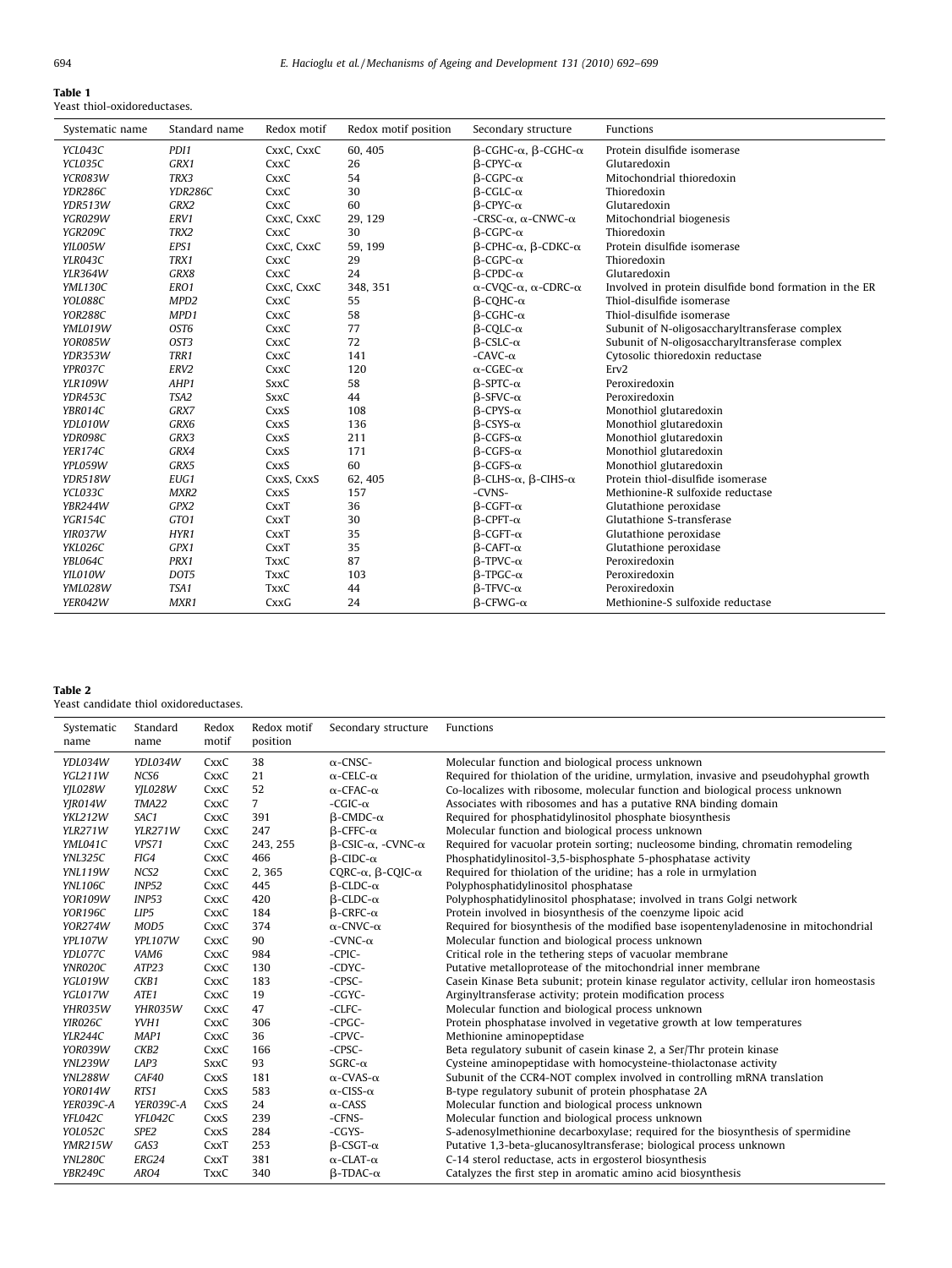**Table 1**
Yeast thiol-oxidoreductases.

| Systematic name | Standard name | Redox motif | Redox motif position | Secondary structure | Functions |
|---|---|---|---|---|---|
| *YCL043C* | *PDI1* | CxxC, CxxC | 60, 405 | β-CGHC-α, β-CGHC-α | Protein disulfide isomerase |
| *YCL035C* | *GRX1* | CxxC | 26 | β-CPYC-α | Glutaredoxin |
| *YCR083W* | *TRX3* | CxxC | 54 | β-CGPC-α | Mitochondrial thioredoxin |
| *YDR286C* | *YDR286C* | CxxC | 30 | β-CGLC-α | Thioredoxin |
| *YDR513W* | *GRX2* | CxxC | 60 | β-CPYC-α | Glutaredoxin |
| *YGR029W* | *ERV1* | CxxC, CxxC | 29, 129 | -CRSC-α, α-CNWC-α | Mitochondrial biogenesis |
| *YGR209C* | *TRX2* | CxxC | 30 | β-CGPC-α | Thioredoxin |
| *YIL005W* | *EPS1* | CxxC, CxxC | 59, 199 | β-CPHC-α, β-CDKC-α | Protein disulfide isomerase |
| *YLR043C* | *TRX1* | CxxC | 29 | β-CGPC-α | Thioredoxin |
| *YLR364W* | *GRX8* | CxxC | 24 | β-CPDC-α | Glutaredoxin |
| *YML130C* | *ERO1* | CxxC, CxxC | 348, 351 | α-CVQC-α, α-CDRC-α | Involved in protein disulfide bond formation in the ER |
| *YOL088C* | *MPD2* | CxxC | 55 | β-CQHC-α | Thiol-disulfide isomerase |
| *YOR288C* | *MPD1* | CxxC | 58 | β-CGHC-α | Thiol-disulfide isomerase |
| *YML019W* | *OST6* | CxxC | 77 | β-CQLC-α | Subunit of N-oligosaccharyltransferase complex |
| *YOR085W* | *OST3* | CxxC | 72 | β-CSLC-α | Subunit of N-oligosaccharyltransferase complex |
| *YDR353W* | *TRR1* | CxxC | 141 | -CAVC-α | Cytosolic thioredoxin reductase |
| *YPR037C* | *ERV2* | CxxC | 120 | α-CGEC-α | Erv2 |
| *YLR109W* | *AHP1* | SxxC | 58 | β-SPTC-α | Peroxiredoxin |
| *YDR453C* | *TSA2* | SxxC | 44 | β-SFVC-α | Peroxiredoxin |
| *YBR014C* | *GRX7* | CxxS | 108 | β-CPYS-α | Monothiol glutaredoxin |
| *YDL010W* | *GRX6* | CxxS | 136 | β-CSYS-α | Monothiol glutaredoxin |
| *YDR098C* | *GRX3* | CxxS | 211 | β-CGFS-α | Monothiol glutaredoxin |
| *YER174C* | *GRX4* | CxxS | 171 | β-CGFS-α | Monothiol glutaredoxin |
| *YPL059W* | *GRX5* | CxxS | 60 | β-CGFS-α | Monothiol glutaredoxin |
| *YDR518W* | *EUG1* | CxxS, CxxS | 62, 405 | β-CLHS-α, β-CIHS-α | Protein thiol-disulfide isomerase |
| *YCL033C* | *MXR2* | CxxS | 157 | -CVNS- | Methionine-R sulfoxide reductase |
| *YBR244W* | *GPX2* | CxxT | 36 | β-CGFT-α | Glutathione peroxidase |
| *YGR154C* | *GTO1* | CxxT | 30 | β-CPFT-α | Glutathione S-transferase |
| *YIR037W* | *HYR1* | CxxT | 35 | β-CGFT-α | Glutathione peroxidase |
| *YKL026C* | *GPX1* | CxxT | 35 | β-CAFT-α | Glutathione peroxidase |
| *YBL064C* | *PRX1* | TxxC | 87 | β-TPVC-α | Peroxiredoxin |
| *YIL010W* | *DOT5* | TxxC | 103 | β-TPGC-α | Peroxiredoxin |
| *YML028W* | *TSA1* | TxxC | 44 | β-TFVC-α | Peroxiredoxin |
| *YER042W* | *MXR1* | CxxG | 24 | β-CFWG-α | Methionine-S sulfoxide reductase |

**Table 2**
Yeast candidate thiol oxidoreductases.

| Systematic name | Standard name | Redox motif | Redox motif position | Secondary structure | Functions |
|---|---|---|---|---|---|
| *YDL034W* | *YDL034W* | CxxC | 38 | α-CNSC- | Molecular function and biological process unknown |
| *YGL211W* | *NCS6* | CxxC | 21 | α-CELC-α | Required for thiolation of the uridine, urmylation, invasive and pseudohyphal growth |
| *YJL028W* | *YJL028W* | CxxC | 52 | α-CFAC-α | Co-localizes with ribosome, molecular function and biological process unknown |
| *YJR014W* | *TMA22* | CxxC | 7 | -CGIC-α | Associates with ribosomes and has a putative RNA binding domain |
| *YKL212W* | *SAC1* | CxxC | 391 | β-CMDC-α | Required for phosphatidylinositol phosphate biosynthesis |
| *YLR271W* | *YLR271W* | CxxC | 247 | β-CFFC-α | Molecular function and biological process unknown |
| *YML041C* | *VPS71* | CxxC | 243, 255 | β-CSIC-α, -CVNC-α | Required for vacuolar protein sorting; nucleosome binding, chromatin remodeling |
| *YNL325C* | *FIG4* | CxxC | 466 | β-CIDC-α | Phosphatidylinositol-3,5-bisphosphate 5-phosphatase activity |
| *YNL119W* | *NCS2* | CxxC | 2, 365 | CQRC-α, β-CQIC-α | Required for thiolation of the uridine; has a role in urmylation |
| *YNL106C* | *INP52* | CxxC | 445 | β-CLDC-α | Polyphosphatidylinositol phosphatase |
| *YOR109W* | *INP53* | CxxC | 420 | β-CLDC-α | Polyphosphatidylinositol phosphatase; involved in trans Golgi network |
| *YOR196C* | *LIP5* | CxxC | 184 | β-CRFC-α | Protein involved in biosynthesis of the coenzyme lipoic acid |
| *YOR274W* | *MOD5* | CxxC | 374 | α-CNVC-α | Required for biosynthesis of the modified base isopentenyladenosine in mitochondrial |
| *YPL107W* | *YPL107W* | CxxC | 90 | -CVNC-α | Molecular function and biological process unknown |
| *YDL077C* | *VAM6* | CxxC | 984 | -CPIC- | Critical role in the tethering steps of vacuolar membrane |
| *YNR020C* | *ATP23* | CxxC | 130 | -CDYC- | Putative metalloprotease of the mitochondrial inner membrane |
| *YGL019W* | *CKB1* | CxxC | 183 | -CPSC- | Casein Kinase Beta subunit; protein kinase regulator activity, cellular iron homeostasis |
| *YGL017W* | *ATE1* | CxxC | 19 | -CGYC- | Arginyltransferase activity; protein modification process |
| *YHR035W* | *YHR035W* | CxxC | 47 | -CLFC- | Molecular function and biological process unknown |
| *YIR026C* | *YVH1* | CxxC | 306 | -CPGC- | Protein phosphatase involved in vegetative growth at low temperatures |
| *YLR244C* | *MAP1* | CxxC | 36 | -CPVC- | Methionine aminopeptidase |
| *YOR039W* | *CKB2* | CxxC | 166 | -CPSC- | Beta regulatory subunit of casein kinase 2, a Ser/Thr protein kinase |
| *YNL239W* | *LAP3* | SxxC | 93 | SGRC-α | Cysteine aminopeptidase with homocysteine-thiolactonase activity |
| *YNL288W* | *CAF40* | CxxS | 181 | α-CVAS-α | Subunit of the CCR4-NOT complex involved in controlling mRNA translation |
| *YOR014W* | *RTS1* | CxxS | 583 | α-CISS-α | B-type regulatory subunit of protein phosphatase 2A |
| *YER039C-A* | *YER039C-A* | CxxS | 24 | α-CASS | Molecular function and biological process unknown |
| *YFL042C* | *YFL042C* | CxxS | 239 | -CFNS- | Molecular function and biological process unknown |
| *YOL052C* | *SPE2* | CxxS | 284 | -CGYS- | S-adenosylmethionine decarboxylase; required for the biosynthesis of spermidine |
| *YMR215W* | *GAS3* | CxxT | 253 | β-CSGT-α | Putative 1,3-beta-glucanosyltransferase; biological process unknown |
| *YNL280C* | *ERG24* | CxxT | 381 | α-CLAT-α | C-14 sterol reductase, acts in ergosterol biosynthesis |
| *YBR249C* | *ARO4* | TxxC | 340 | β-TDAC-α | Catalyzes the first step in aromatic amino acid biosynthesis |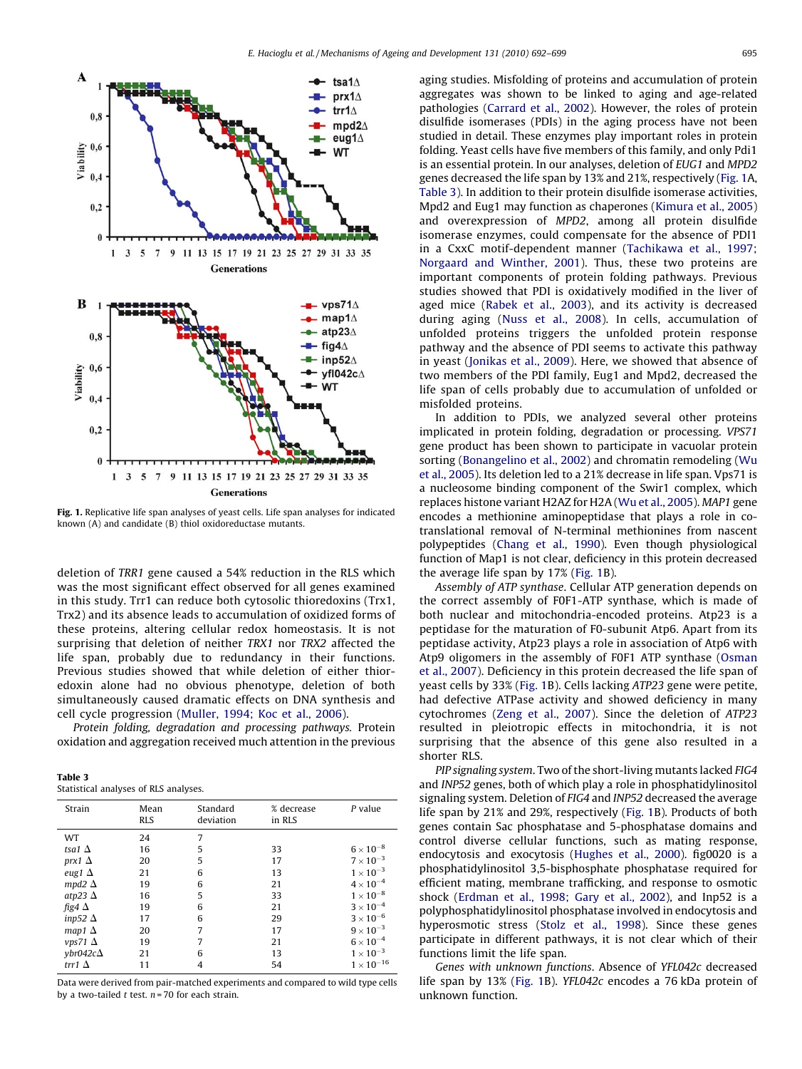Fig. 1. Replicative life span analyses of yeast cells. Life span analyses for indicated known (A) and candidate (B) thiol oxidoreductase mutants.

deletion of *TRR1* gene caused a 54% reduction in the RLS which was the most significant effect observed for all genes examined in this study. Trr1 can reduce both cytosolic thioredoxins (Trx1, Trx2) and its absence leads to accumulation of oxidized forms of these proteins, altering cellular redox homeostasis. It is not surprising that deletion of neither *TRX1* nor *TRX2* affected the life span, probably due to redundancy in their functions. Previous studies showed that while deletion of either thioredoxin alone had no obvious phenotype, deletion of both simultaneously caused dramatic effects on DNA synthesis and cell cycle progression (Muller, 1994; Koc et al., 2006).

*Protein folding, degradation and processing pathways.* Protein oxidation and aggregation received much attention in the previous aging studies. Misfolding of proteins and accumulation of protein aggregates was shown to be linked to aging and age-related pathologies (Carrard et al., 2002). However, the roles of protein disulfide isomerases (PDIs) in the aging process have not been studied in detail. These enzymes play important roles in protein folding. Yeast cells have five members of this family, and only Pdi1 is an essential protein. In our analyses, deletion of *EUG1* and *MPD2* genes decreased the life span by 13% and 21%, respectively (Fig. 1A, Table 3). In addition to their protein disulfide isomerase activities, Mpd2 and Eug1 may function as chaperones (Kimura et al., 2005) and overexpression of *MPD2*, among all protein disulfide isomerase enzymes, could compensate for the absence of PDI1 in a CxxC motif-dependent manner (Tachikawa et al., 1997; Norgaard and Winther, 2001). Thus, these two proteins are important components of protein folding pathways. Previous studies showed that PDI is oxidatively modified in the liver of aged mice (Rabek et al., 2003), and its activity is decreased during aging (Nuss et al., 2008). In cells, accumulation of unfolded proteins triggers the unfolded protein response pathway and the absence of PDI seems to activate this pathway in yeast (Jonikas et al., 2009). Here, we showed that absence of two members of the PDI family, Eug1 and Mpd2, decreased the life span of cells probably due to accumulation of unfolded or misfolded proteins.

In addition to PDIs, we analyzed several other proteins implicated in protein folding, degradation or processing. *VPS71* gene product has been shown to participate in vacuolar protein sorting (Bonangelino et al., 2002) and chromatin remodeling (Wu et al., 2005). Its deletion led to a 21% decrease in life span. Vps71 is a nucleosome binding component of the Swir1 complex, which replaces histone variant H2AZ for H2A (Wu et al., 2005). *MAP1* gene encodes a methionine aminopeptidase that plays a role in co-translational removal of N-terminal methionines from nascent polypeptides (Chang et al., 1990). Even though physiological function of Map1 is not clear, deficiency in this protein decreased the average life span by 17% (Fig. 1B).

*Assembly of ATP synthase.* Cellular ATP generation depends on the correct assembly of F0F1-ATP synthase, which is made of both nuclear and mitochondria-encoded proteins. Atp23 is a peptidase for the maturation of F0-subunit Atp6. Apart from its peptidase activity, Atp23 plays a role in association of Atp6 with Atp9 oligomers in the assembly of F0F1 ATP synthase (Osman et al., 2007). Deficiency in this protein decreased the life span of yeast cells by 33% (Fig. 1B). Cells lacking *ATP23* gene were petite, had defective ATPase activity and showed deficiency in many cytochromes (Zeng et al., 2007). Since the deletion of *ATP23* resulted in pleiotropic effects in mitochondria, it is not surprising that the absence of this gene also resulted in a shorter RLS.

*PIP signaling system.* Two of the short-living mutants lacked *FIG4* and *INP52* genes, both of which play a role in phosphatidylinositol signaling system. Deletion of *FIG4* and *INP52* decreased the average life span by 21% and 29%, respectively (Fig. 1B). Products of both genes contain Sac phosphatase and 5-phosphatase domains and control diverse cellular functions, such as mating response, endocytosis and exocytosis (Hughes et al., 2000). fig0020 is a phosphatidylinositol 3,5-bisphosphate phosphatase required for efficient mating, membrane trafficking, and response to osmotic shock (Erdman et al., 1998; Gary et al., 2002), and Inp52 is a polyphosphatidylinositol phosphatase involved in endocytosis and hyperosmotic stress (Stolz et al., 1998). Since these genes participate in different pathways, it is not clear which of their functions limit the life span.

*Genes with unknown functions.* Absence of *YFL042c* decreased life span by 13% (Fig. 1B). *YFL042c* encodes a 76 kDa protein of unknown function.

**Table 3**
Statistical analyses of RLS analyses.

| Strain | Mean RLS | Standard deviation | % decrease in RLS | P value |
|---|---|---|---|---|
| WT | 24 | 7 | | |
| *tsa1* Δ | 16 | 5 | 33 | $6 \times 10^{-8}$ |
| *prx1* Δ | 20 | 5 | 17 | $7 \times 10^{-3}$ |
| *eug1* Δ | 21 | 6 | 13 | $1 \times 10^{-3}$ |
| *mpd2* Δ | 19 | 6 | 21 | $4 \times 10^{-4}$ |
| *atp23* Δ | 16 | 5 | 33 | $1 \times 10^{-8}$ |
| *fig4* Δ | 19 | 6 | 21 | $3 \times 10^{-4}$ |
| *inp52* Δ | 17 | 6 | 29 | $3 \times 10^{-6}$ |
| *map1* Δ | 20 | 7 | 17 | $9 \times 10^{-3}$ |
| *vps71* Δ | 19 | 7 | 21 | $6 \times 10^{-4}$ |
| *ybr042c*Δ | 21 | 6 | 13 | $1 \times 10^{-3}$ |
| *trr1* Δ | 11 | 4 | 54 | $1 \times 10^{-16}$ |

Data were derived from pair-matched experiments and compared to wild type cells by a two-tailed *t* test. $n = 70$ for each strain.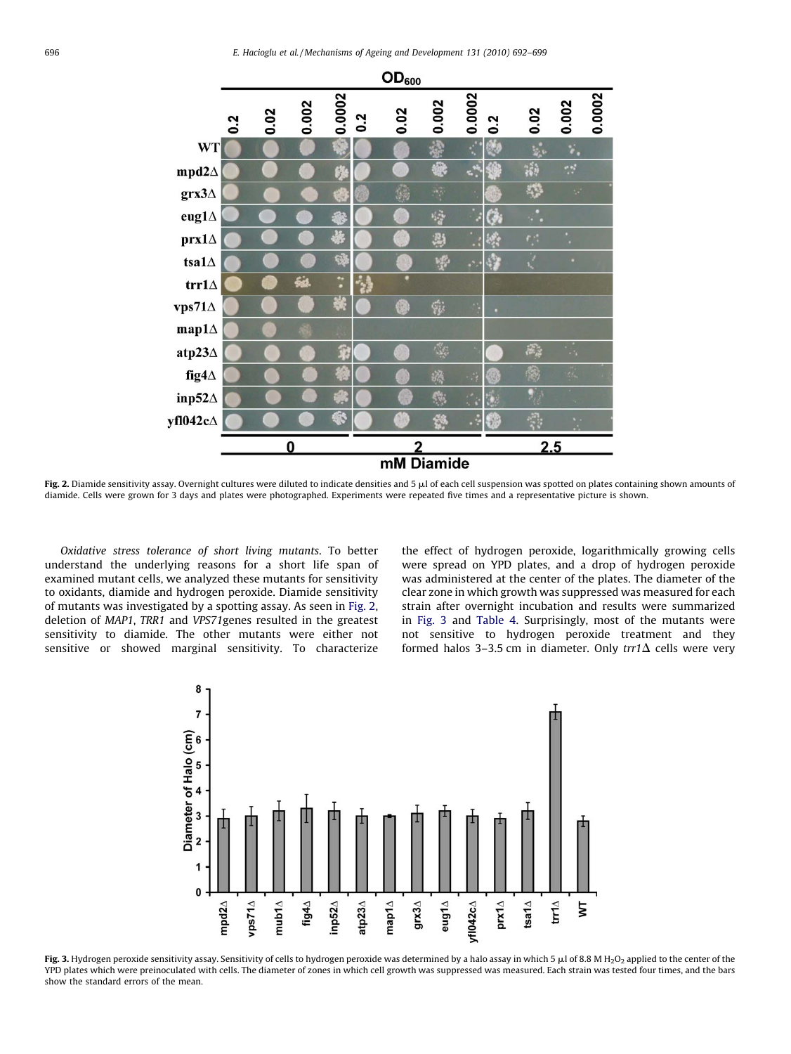Fig. 2. Diamide sensitivity assay. Overnight cultures were diluted to indicate densities and 5 μl of each cell suspension was spotted on plates containing shown amounts of diamide. Cells were grown for 3 days and plates were photographed. Experiments were repeated five times and a representative picture is shown.

*Oxidative stress tolerance of short living mutants*. To better understand the underlying reasons for a short life span of examined mutant cells, we analyzed these mutants for sensitivity to oxidants, diamide and hydrogen peroxide. Diamide sensitivity of mutants was investigated by a spotting assay. As seen in Fig. 2, deletion of *MAP1*, *TRR1* and *VPS71*genes resulted in the greatest sensitivity to diamide. The other mutants were either not sensitive or showed marginal sensitivity. To characterize the effect of hydrogen peroxide, logarithmically growing cells were spread on YPD plates, and a drop of hydrogen peroxide was administered at the center of the plates. The diameter of the clear zone in which growth was suppressed was measured for each strain after overnight incubation and results were summarized in Fig. 3 and Table 4. Surprisingly, most of the mutants were not sensitive to hydrogen peroxide treatment and they formed halos 3–3.5 cm in diameter. Only *trr1*Δ cells were very

Fig. 3. Hydrogen peroxide sensitivity assay. Sensitivity of cells to hydrogen peroxide was determined by a halo assay in which 5 μl of 8.8 M $H_2O_2$ applied to the center of the YPD plates which were preinoculated with cells. The diameter of zones in which cell growth was suppressed was measured. Each strain was tested four times, and the bars show the standard errors of the mean.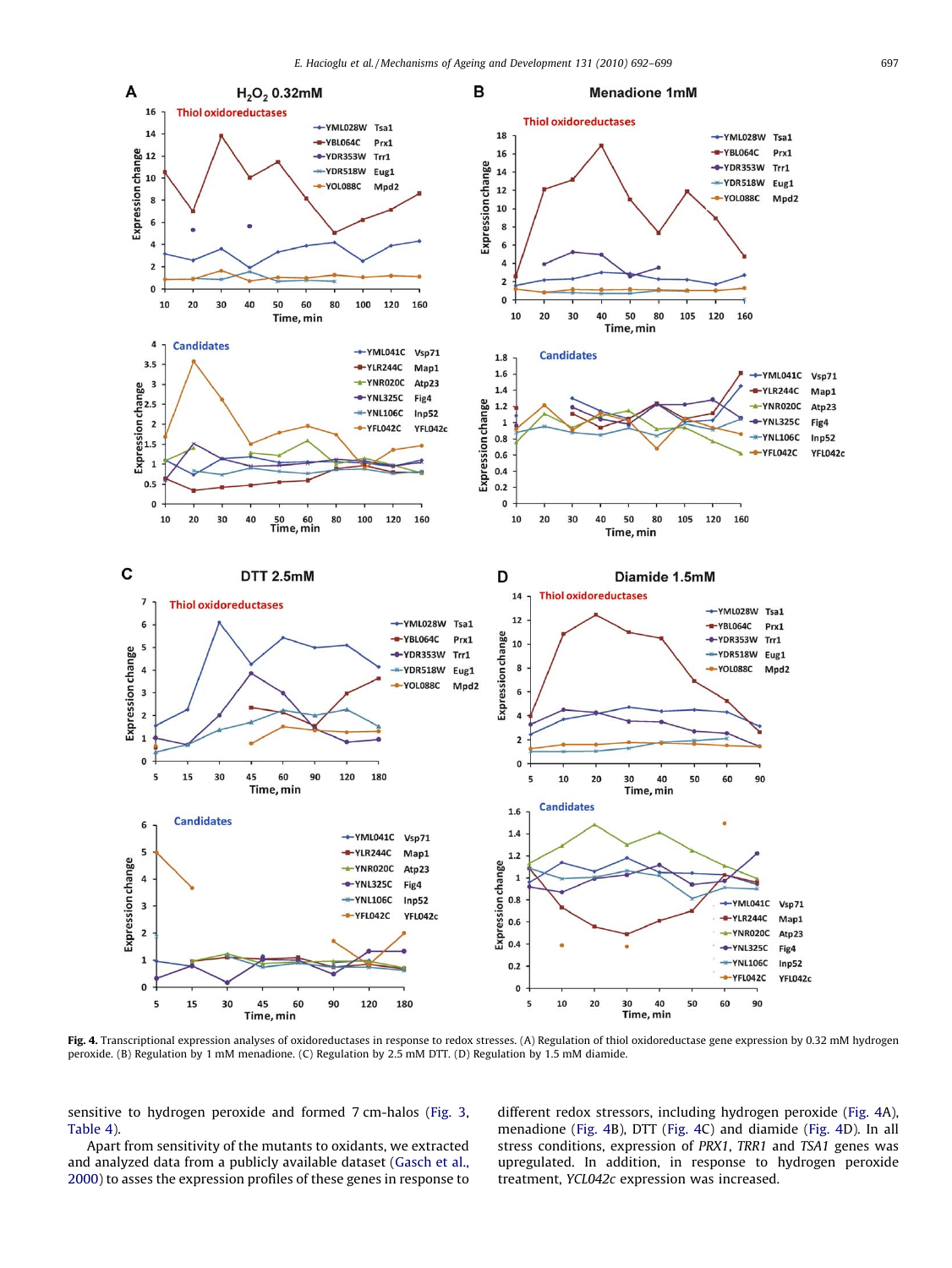**Fig. 4.** Transcriptional expression analyses of oxidoreductases in response to redox stresses. (A) Regulation of thiol oxidoreductase gene expression by 0.32 mM hydrogen peroxide. (B) Regulation by 1 mM menadione. (C) Regulation by 2.5 mM DTT. (D) Regulation by 1.5 mM diamide.

sensitive to hydrogen peroxide and formed 7 cm-halos (Fig. 3, Table 4).

Apart from sensitivity of the mutants to oxidants, we extracted and analyzed data from a publicly available dataset (Gasch et al., 2000) to asses the expression profiles of these genes in response to different redox stressors, including hydrogen peroxide (Fig. 4A), menadione (Fig. 4B), DTT (Fig. 4C) and diamide (Fig. 4D). In all stress conditions, expression of *PRX1*, *TRR1* and *TSA1* genes was upregulated. In addition, in response to hydrogen peroxide treatment, *YCL042c* expression was increased.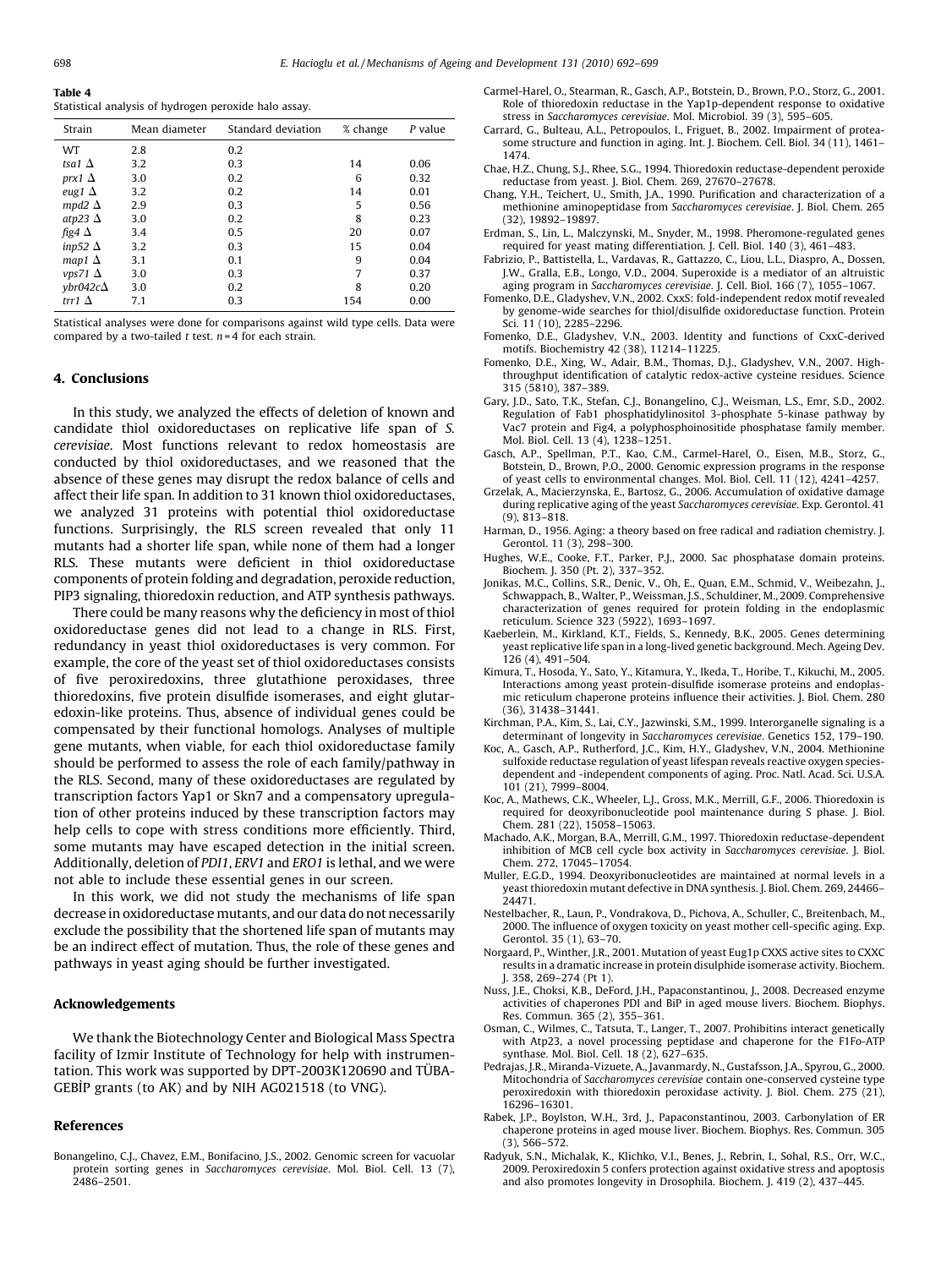**Table 4**
Statistical analysis of hydrogen peroxide halo assay.

| Strain | Mean diameter | Standard deviation | % change | P value |
|---|---|---|---|---|
| WT | 2.8 | 0.2 | | |
| *tsa1* Δ | 3.2 | 0.3 | 14 | 0.06 |
| *prx1* Δ | 3.0 | 0.2 | 6 | 0.32 |
| *eug1* Δ | 3.2 | 0.2 | 14 | 0.01 |
| *mpd2* Δ | 2.9 | 0.3 | 5 | 0.56 |
| *atp23* Δ | 3.0 | 0.2 | 8 | 0.23 |
| *fig4* Δ | 3.4 | 0.5 | 20 | 0.07 |
| *inp52* Δ | 3.2 | 0.3 | 15 | 0.04 |
| *map1* Δ | 3.1 | 0.1 | 9 | 0.04 |
| *vps71* Δ | 3.0 | 0.3 | 7 | 0.37 |
| *ybr042c*Δ | 3.0 | 0.2 | 8 | 0.20 |
| *trr1* Δ | 7.1 | 0.3 | 154 | 0.00 |

Statistical analyses were done for comparisons against wild type cells. Data were compared by a two-tailed *t* test. $n = 4$ for each strain.

## 4. Conclusions

In this study, we analyzed the effects of deletion of known and candidate thiol oxidoreductases on replicative life span of *S. cerevisiae*. Most functions relevant to redox homeostasis are conducted by thiol oxidoreductases, and we reasoned that the absence of these genes may disrupt the redox balance of cells and affect their life span. In addition to 31 known thiol oxidoreductases, we analyzed 31 proteins with potential thiol oxidoreductase functions. Surprisingly, the RLS screen revealed that only 11 mutants had a shorter life span, while none of them had a longer RLS. These mutants were deficient in thiol oxidoreductase components of protein folding and degradation, peroxide reduction, PIP3 signaling, thioredoxin reduction, and ATP synthesis pathways.

There could be many reasons why the deficiency in most of thiol oxidoreductase genes did not lead to a change in RLS. First, redundancy in yeast thiol oxidoreductases is very common. For example, the core of the yeast set of thiol oxidoreductases consists of five peroxiredoxins, three glutathione peroxidases, three thioredoxins, five protein disulfide isomerases, and eight glutaredoxin-like proteins. Thus, absence of individual genes could be compensated by their functional homologs. Analyses of multiple gene mutants, when viable, for each thiol oxidoreductase family should be performed to assess the role of each family/pathway in the RLS. Second, many of these oxidoreductases are regulated by transcription factors Yap1 or Skn7 and a compensatory upregulation of other proteins induced by these transcription factors may help cells to cope with stress conditions more efficiently. Third, some mutants may have escaped detection in the initial screen. Additionally, deletion of *PDI1*, *ERV1* and *ERO1* is lethal, and we were not able to include these essential genes in our screen.

In this work, we did not study the mechanisms of life span decrease in oxidoreductase mutants, and our data do not necessarily exclude the possibility that the shortened life span of mutants may be an indirect effect of mutation. Thus, the role of these genes and pathways in yeast aging should be further investigated.

## Acknowledgements

We thank the Biotechnology Center and Biological Mass Spectra facility of Izmir Institute of Technology for help with instrumentation. This work was supported by DPT-2003K120690 and TÜBA-GEBİP grants (to AK) and by NIH AG021518 (to VNG).

## References

Bonangelino, C.J., Chavez, E.M., Bonifacino, J.S., 2002. Genomic screen for vacuolar protein sorting genes in *Saccharomyces cerevisiae*. Mol. Biol. Cell. 13 (7), 2486–2501.

Carmel-Harel, O., Stearman, R., Gasch, A.P., Botstein, D., Brown, P.O., Storz, G., 2001. Role of thioredoxin reductase in the Yap1p-dependent response to oxidative stress in *Saccharomyces cerevisiae*. Mol. Microbiol. 39 (3), 595–605.

Carrard, G., Bulteau, A.L., Petropoulos, I., Friguet, B., 2002. Impairment of proteasome structure and function in aging. Int. J. Biochem. Cell. Biol. 34 (11), 1461–1474.

Chae, H.Z., Chung, S.J., Rhee, S.G., 1994. Thioredoxin reductase-dependent peroxide reductase from yeast. J. Biol. Chem. 269, 27670–27678.

Chang, Y.H., Teichert, U., Smith, J.A., 1990. Purification and characterization of a methionine aminopeptidase from *Saccharomyces cerevisiae*. J. Biol. Chem. 265 (32), 19892–19897.

Erdman, S., Lin, L., Malczynski, M., Snyder, M., 1998. Pheromone-regulated genes required for yeast mating differentiation. J. Cell. Biol. 140 (3), 461–483.

Fabrizio, P., Battistella, L., Vardavas, R., Gattazzo, C., Liou, L.L., Diaspro, A., Dossen, J.W., Gralla, E.B., Longo, V.D., 2004. Superoxide is a mediator of an altruistic aging program in *Saccharomyces cerevisiae*. J. Cell. Biol. 166 (7), 1055–1067.

Fomenko, D.E., Gladyshev, V.N., 2002. CxxS: fold-independent redox motif revealed by genome-wide searches for thiol/disulfide oxidoreductase function. Protein Sci. 11 (10), 2285–2296.

Fomenko, D.E., Gladyshev, V.N., 2003. Identity and functions of CxxC-derived motifs. Biochemistry 42 (38), 11214–11225.

Fomenko, D.E., Xing, W., Adair, B.M., Thomas, D.J., Gladyshev, V.N., 2007. High-throughput identification of catalytic redox-active cysteine residues. Science 315 (5810), 387–389.

Gary, J.D., Sato, T.K., Stefan, C.J., Bonangelino, C.J., Weisman, L.S., Emr, S.D., 2002. Regulation of Fab1 phosphatidylinositol 3-phosphate 5-kinase pathway by Vac7 protein and Fig4, a polyphosphoinositide phosphatase family member. Mol. Biol. Cell. 13 (4), 1238–1251.

Gasch, A.P., Spellman, P.T., Kao, C.M., Carmel-Harel, O., Eisen, M.B., Storz, G., Botstein, D., Brown, P.O., 2000. Genomic expression programs in the response of yeast cells to environmental changes. Mol. Biol. Cell. 11 (12), 4241–4257.

Grzelak, A., Macierzynska, E., Bartosz, G., 2006. Accumulation of oxidative damage during replicative aging of the yeast *Saccharomyces cerevisiae*. Exp. Gerontol. 41 (9), 813–818.

Harman, D., 1956. Aging: a theory based on free radical and radiation chemistry. J. Gerontol. 11 (3), 298–300.

Hughes, W.E., Cooke, F.T., Parker, P.J., 2000. Sac phosphatase domain proteins. Biochem. J. 350 (Pt. 2), 337–352.

Jonikas, M.C., Collins, S.R., Denic, V., Oh, E., Quan, E.M., Schmid, V., Weibezahn, J., Schwappach, B., Walter, P., Weissman, J.S., Schuldiner, M., 2009. Comprehensive characterization of genes required for protein folding in the endoplasmic reticulum. Science 323 (5922), 1693–1697.

Kaeberlein, M., Kirkland, K.T., Fields, S., Kennedy, B.K., 2005. Genes determining yeast replicative life span in a long-lived genetic background. Mech. Ageing Dev. 126 (4), 491–504.

Kimura, T., Hosoda, Y., Sato, Y., Kitamura, Y., Ikeda, T., Horibe, T., Kikuchi, M., 2005. Interactions among yeast protein-disulfide isomerase proteins and endoplasmic reticulum chaperone proteins influence their activities. J. Biol. Chem. 280 (36), 31438–31441.

Kirchman, P.A., Kim, S., Lai, C.Y., Jazwinski, S.M., 1999. Interorganelle signaling is a determinant of longevity in *Saccharomyces cerevisiae*. Genetics 152, 179–190.

Koc, A., Gasch, A.P., Rutherford, J.C., Kim, H.Y., Gladyshev, V.N., 2004. Methionine sulfoxide reductase regulation of yeast lifespan reveals reactive oxygen species-dependent and -independent components of aging. Proc. Natl. Acad. Sci. U.S.A. 101 (21), 7999–8004.

Koc, A., Mathews, C.K., Wheeler, L.J., Gross, M.K., Merrill, G.F., 2006. Thioredoxin is required for deoxyribonucleotide pool maintenance during S phase. J. Biol. Chem. 281 (22), 15058–15063.

Machado, A.K., Morgan, B.A., Merrill, G.M., 1997. Thioredoxin reductase-dependent inhibition of MCB cell cycle box activity in *Saccharomyces cerevisiae*. J. Biol. Chem. 272, 17045–17054.

Muller, E.G.D., 1994. Deoxyribonucleotides are maintained at normal levels in a yeast thioredoxin mutant defective in DNA synthesis. J. Biol. Chem. 269, 24466–24471.

Nestelbacher, R., Laun, P., Vondrakova, D., Pichova, A., Schuller, C., Breitenbach, M., 2000. The influence of oxygen toxicity on yeast mother cell-specific aging. Exp. Gerontol. 35 (1), 63–70.

Norgaard, P., Winther, J.R., 2001. Mutation of yeast Eug1p CXXS active sites to CXXC results in a dramatic increase in protein disulphide isomerase activity. Biochem. J. 358, 269–274 (Pt 1).

Nuss, J.E., Choksi, K.B., DeFord, J.H., Papaconstantinou, J., 2008. Decreased enzyme activities of chaperones PDI and BiP in aged mouse livers. Biochem. Biophys. Res. Commun. 365 (2), 355–361.

Osman, C., Wilmes, C., Tatsuta, T., Langer, T., 2007. Prohibitins interact genetically with Atp23, a novel processing peptidase and chaperone for the F1Fo-ATP synthase. Mol. Biol. Cell. 18 (2), 627–635.

Pedrajas, J.R., Miranda-Vizuete, A., Javanmardy, N., Gustafsson, J.A., Spyrou, G., 2000. Mitochondria of *Saccharomyces cerevisiae* contain one-conserved cysteine type peroxiredoxin with thioredoxin peroxidase activity. J. Biol. Chem. 275 (21), 16296–16301.

Rabek, J.P., Boylston, W.H., 3rd, J., Papaconstantinou, J., 2003. Carbonylation of ER chaperone proteins in aged mouse liver. Biochem. Biophys. Res. Commun. 305 (3), 566–572.

Radyuk, S.N., Michalak, K., Klichko, V.I., Benes, J., Rebrin, I., Sohal, R.S., Orr, W.C., 2009. Peroxiredoxin 5 confers protection against oxidative stress and apoptosis and also promotes longevity in Drosophila. Biochem. J. 419 (2), 437–445.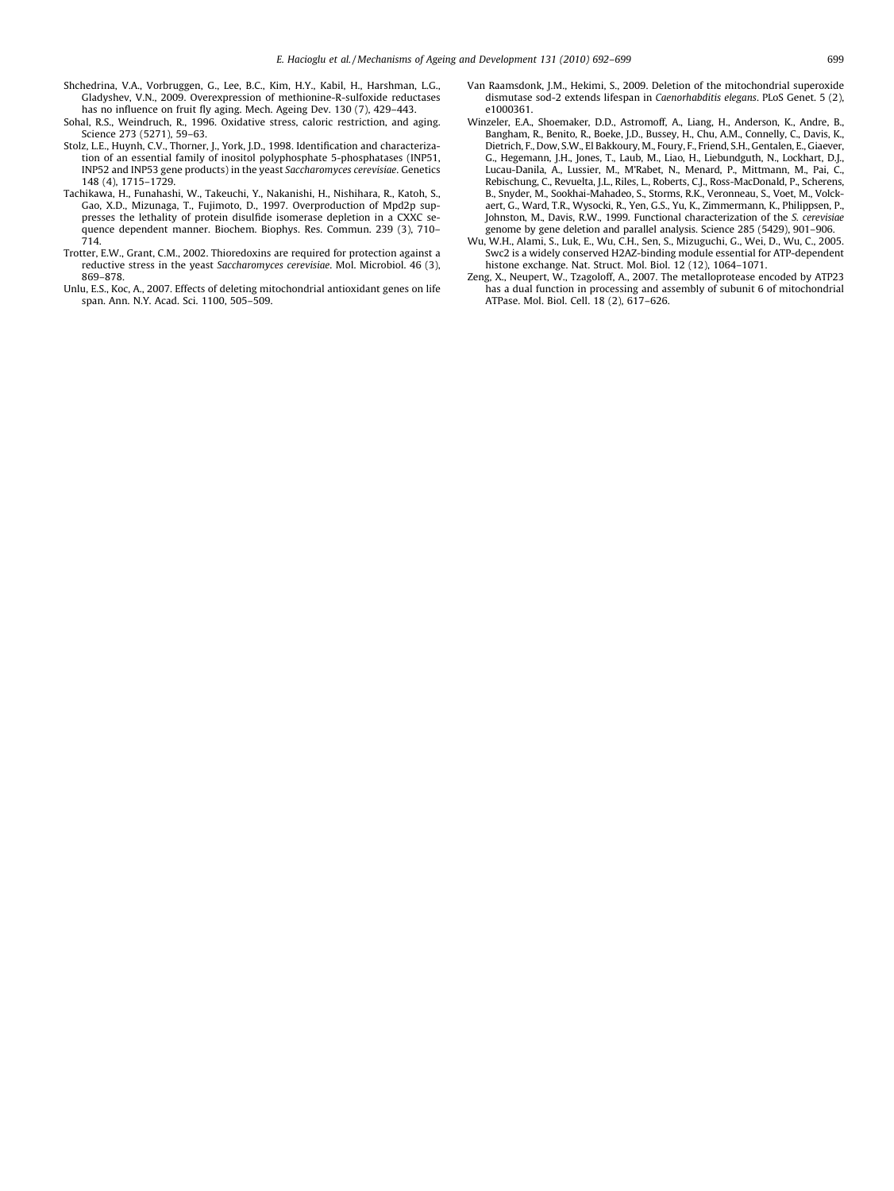Shchedrina, V.A., Vorbruggen, G., Lee, B.C., Kim, H.Y., Kabil, H., Harshman, L.G., Gladyshev, V.N., 2009. Overexpression of methionine-R-sulfoxide reductases has no influence on fruit fly aging. Mech. Ageing Dev. 130 (7), 429–443.

Sohal, R.S., Weindruch, R., 1996. Oxidative stress, caloric restriction, and aging. Science 273 (5271), 59–63.

Stolz, L.E., Huynh, C.V., Thorner, J., York, J.D., 1998. Identification and characterization of an essential family of inositol polyphosphate 5-phosphatases (INP51, INP52 and INP53 gene products) in the yeast *Saccharomyces cerevisiae*. Genetics 148 (4), 1715–1729.

Tachikawa, H., Funahashi, W., Takeuchi, Y., Nakanishi, H., Nishihara, R., Katoh, S., Gao, X.D., Mizunaga, T., Fujimoto, D., 1997. Overproduction of Mpd2p suppresses the lethality of protein disulfide isomerase depletion in a CXXC sequence dependent manner. Biochem. Biophys. Res. Commun. 239 (3), 710–714.

Trotter, E.W., Grant, C.M., 2002. Thioredoxins are required for protection against a reductive stress in the yeast *Saccharomyces cerevisiae*. Mol. Microbiol. 46 (3), 869–878.

Unlu, E.S., Koc, A., 2007. Effects of deleting mitochondrial antioxidant genes on life span. Ann. N.Y. Acad. Sci. 1100, 505–509.

Van Raamsdonk, J.M., Hekimi, S., 2009. Deletion of the mitochondrial superoxide dismutase sod-2 extends lifespan in *Caenorhabditis elegans*. PLoS Genet. 5 (2), e1000361.

Winzeler, E.A., Shoemaker, D.D., Astromoff, A., Liang, H., Anderson, K., Andre, B., Bangham, R., Benito, R., Boeke, J.D., Bussey, H., Chu, A.M., Connelly, C., Davis, K., Dietrich, F., Dow, S.W., El Bakkoury, M., Foury, F., Friend, S.H., Gentalen, E., Giaever, G., Hegemann, J.H., Jones, T., Laub, M., Liao, H., Liebundguth, N., Lockhart, D.J., Lucau-Danila, A., Lussier, M., M'Rabet, N., Menard, P., Mittmann, M., Pai, C., Rebischung, C., Revuelta, J.L., Riles, L., Roberts, C.J., Ross-MacDonald, P., Scherens, B., Snyder, M., Sookhai-Mahadeo, S., Storms, R.K., Veronneau, S., Voet, M., Volckaert, G., Ward, T.R., Wysocki, R., Yen, G.S., Yu, K., Zimmermann, K., Philippsen, P., Johnston, M., Davis, R.W., 1999. Functional characterization of the *S. cerevisiae* genome by gene deletion and parallel analysis. Science 285 (5429), 901–906.

Wu, W.H., Alami, S., Luk, E., Wu, C.H., Sen, S., Mizuguchi, G., Wei, D., Wu, C., 2005. Swc2 is a widely conserved H2AZ-binding module essential for ATP-dependent histone exchange. Nat. Struct. Mol. Biol. 12 (12), 1064–1071.

Zeng, X., Neupert, W., Tzagoloff, A., 2007. The metalloprotease encoded by ATP23 has a dual function in processing and assembly of subunit 6 of mitochondrial ATPase. Mol. Biol. Cell. 18 (2), 617–626.